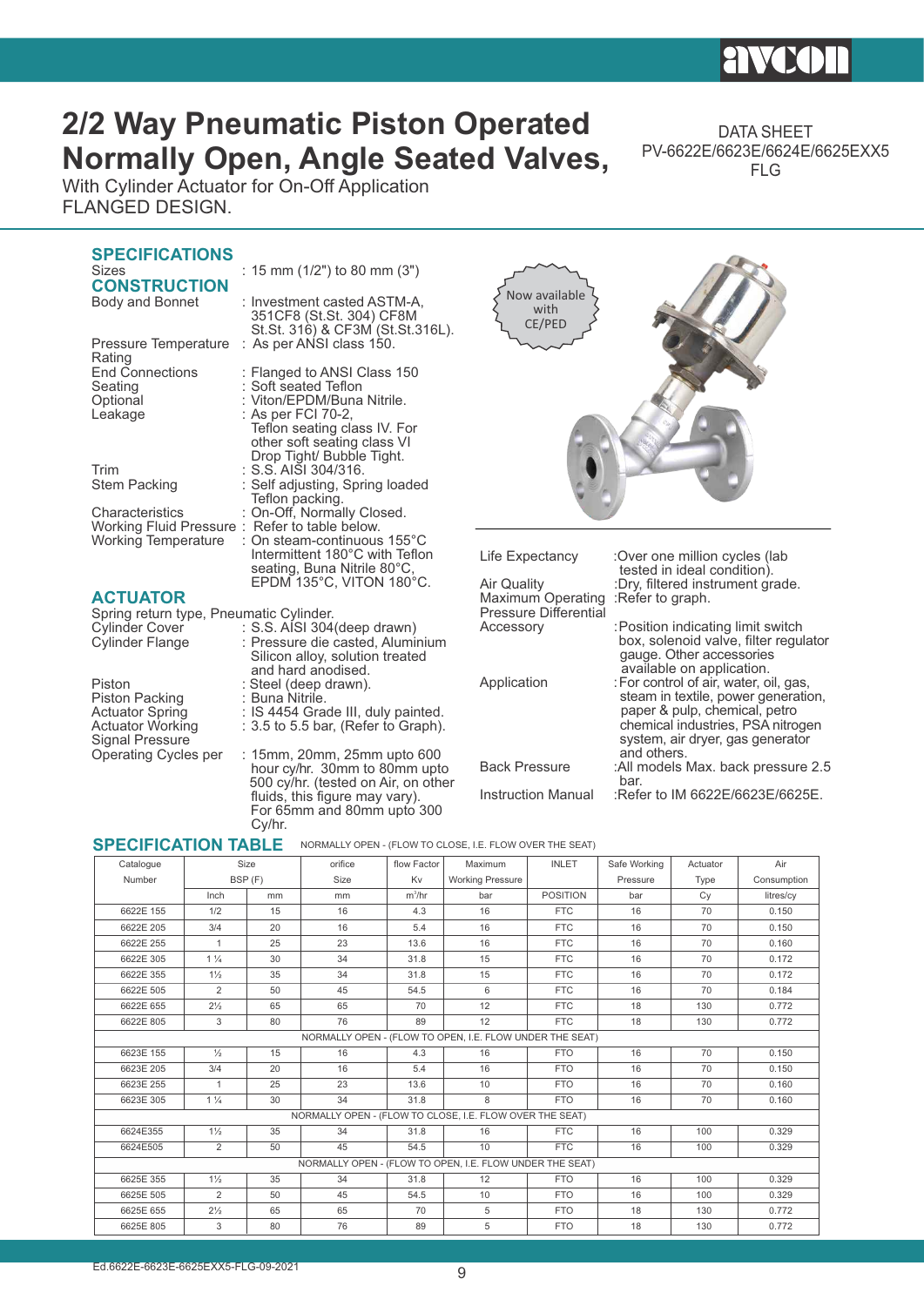# 2/2 Way Pneumatic Piston Operated Normally Open, Angle Seated Valves,

With Cylinder Actuator for On-Off Application
FLANGED DESIGN.

DATA SHEET
PV-6622E/6623E/6624E/6625EXX5
FLG

## SPECIFICATIONS

Sizes : 15 mm (1/2") to 80 mm (3")

## CONSTRUCTION

Body and Bonnet : Investment casted ASTM-A, 351CF8 (St.St. 304) CF8M St.St. 316) & CF3M (St.St.316L).
Pressure Temperature Rating : As per ANSI class 150.
End Connections : Flanged to ANSI Class 150
Seating : Soft seated Teflon
Optional : Viton/EPDM/Buna Nitrile.
Leakage : As per FCI 70-2, Teflon seating class IV. For other soft seating class VI Drop Tight/ Bubble Tight.
Trim : S.S. AISI 304/316.
Stem Packing : Self adjusting, Spring loaded Teflon packing.
Characteristics : On-Off, Normally Closed.
Working Fluid Pressure : Refer to table below.
Working Temperature : On steam-continuous 155°C Intermittent 180°C with Teflon seating, Buna Nitrile 80°C, EPDM 135°C, VITON 180°C.

## ACTUATOR

Spring return type, Pneumatic Cylinder.
Cylinder Cover : S.S. AISI 304(deep drawn)
Cylinder Flange : Pressure die casted, Aluminium Silicon alloy, solution treated and hard anodised.
Piston : Steel (deep drawn).
Piston Packing : Buna Nitrile.
Actuator Spring : IS 4454 Grade III, duly painted.
Actuator Working Signal Pressure : 3.5 to 5.5 bar, (Refer to Graph).
Operating Cycles per : 15mm, 20mm, 25mm upto 600 hour cy/hr. 30mm to 80mm upto 500 cy/hr. (tested on Air, on other fluids, this figure may vary). For 65mm and 80mm upto 300 Cy/hr.

Now available with CE/PED

Life Expectancy :Over one million cycles (lab tested in ideal condition).
Air Quality :Dry, filtered instrument grade.
Maximum Operating Pressure Differential :Refer to graph.
Accessory :Position indicating limit switch box, solenoid valve, filter regulator gauge. Other accessories available on application.
Application :For control of air, water, oil, gas, steam in textile, power generation, paper & pulp, chemical, petro chemical industries, PSA nitrogen system, air dryer, gas generator and others.
Back Pressure :All models Max. back pressure 2.5 bar.
Instruction Manual :Refer to IM 6622E/6623E/6625E.

## SPECIFICATION TABLE

NORMALLY OPEN - (FLOW TO CLOSE, I.E. FLOW OVER THE SEAT)

| Catalogue Number | Size BSP (F) | | orifice Size | flow Factor Kv | Maximum Working Pressure | INLET | Safe Working Pressure | Actuator Type | Air Consumption |
|---|---|---|---|---|---|---|---|---|---|
| | Inch | mm | mm | $m^3/hr$ | bar | POSITION | bar | Cy | litres/cy |
| 6622E 155 | 1/2 | 15 | 16 | 4.3 | 16 | FTC | 16 | 70 | 0.150 |
| 6622E 205 | 3/4 | 20 | 16 | 5.4 | 16 | FTC | 16 | 70 | 0.150 |
| 6622E 255 | 1 | 25 | 23 | 13.6 | 16 | FTC | 16 | 70 | 0.160 |
| 6622E 305 | 1 ¼ | 30 | 34 | 31.8 | 15 | FTC | 16 | 70 | 0.172 |
| 6622E 355 | 1½ | 35 | 34 | 31.8 | 15 | FTC | 16 | 70 | 0.172 |
| 6622E 505 | 2 | 50 | 45 | 54.5 | 6 | FTC | 16 | 70 | 0.184 |
| 6622E 655 | 2½ | 65 | 65 | 70 | 12 | FTC | 18 | 130 | 0.772 |
| 6622E 805 | 3 | 80 | 76 | 89 | 12 | FTC | 18 | 130 | 0.772 |
| NORMALLY OPEN - (FLOW TO OPEN, I.E. FLOW UNDER THE SEAT) | | | | | | | | | |
| 6623E 155 | ½ | 15 | 16 | 4.3 | 16 | FTO | 16 | 70 | 0.150 |
| 6623E 205 | 3/4 | 20 | 16 | 5.4 | 16 | FTO | 16 | 70 | 0.150 |
| 6623E 255 | 1 | 25 | 23 | 13.6 | 10 | FTO | 16 | 70 | 0.160 |
| 6623E 305 | 1 ¼ | 30 | 34 | 31.8 | 8 | FTO | 16 | 70 | 0.160 |
| NORMALLY OPEN - (FLOW TO CLOSE, I.E. FLOW OVER THE SEAT) | | | | | | | | | |
| 6624E355 | 1½ | 35 | 34 | 31.8 | 16 | FTC | 16 | 100 | 0.329 |
| 6624E505 | 2 | 50 | 45 | 54.5 | 10 | FTC | 16 | 100 | 0.329 |
| NORMALLY OPEN - (FLOW TO OPEN, I.E. FLOW UNDER THE SEAT) | | | | | | | | | |
| 6625E 355 | 1½ | 35 | 34 | 31.8 | 12 | FTO | 16 | 100 | 0.329 |
| 6625E 505 | 2 | 50 | 45 | 54.5 | 10 | FTO | 16 | 100 | 0.329 |
| 6625E 655 | 2½ | 65 | 65 | 70 | 5 | FTO | 18 | 130 | 0.772 |
| 6625E 805 | 3 | 80 | 76 | 89 | 5 | FTO | 18 | 130 | 0.772 |

Ed.6622E-6623E-6625EXX5-FLG-09-2021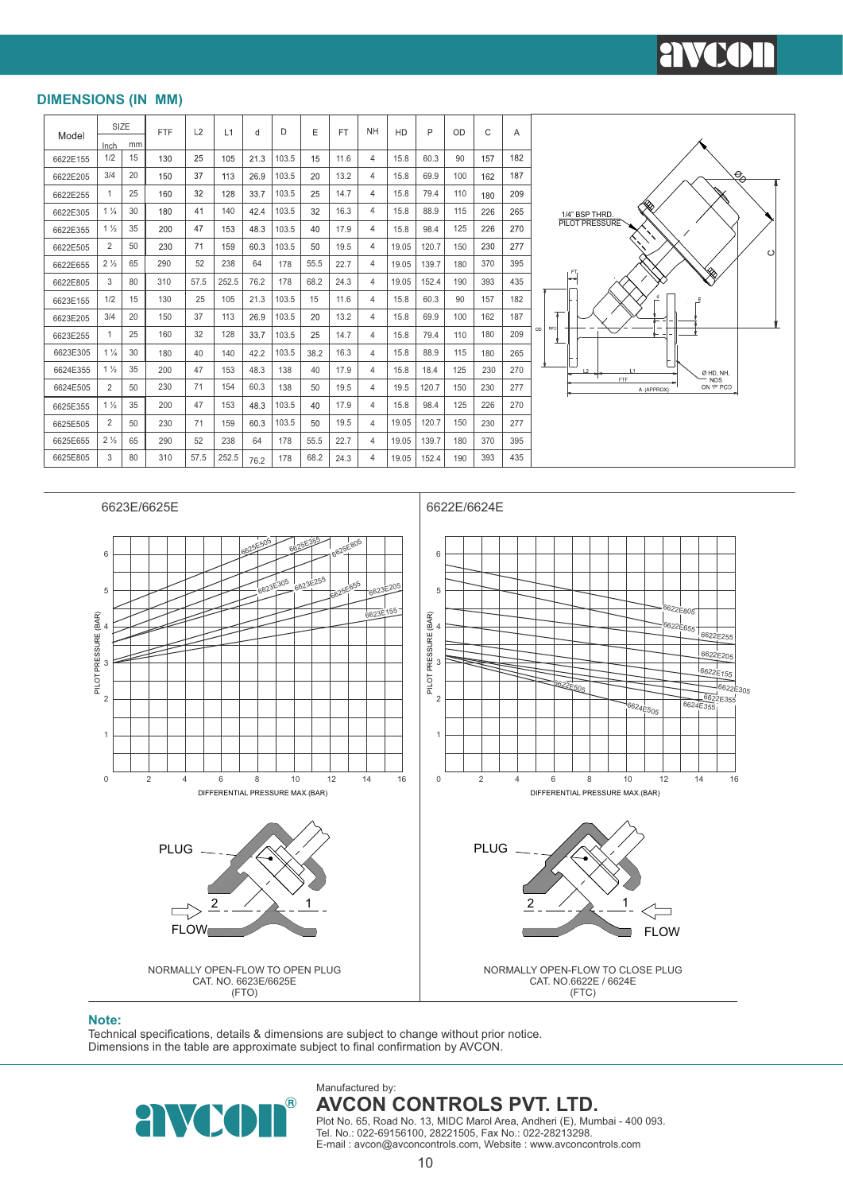## DIMENSIONS (IN MM)

| Model | SIZE | | FTF | L2 | L1 | d | D | E | FT | NH | HD | P | OD | C | A |
|---|---|---|---|---|---|---|---|---|---|---|---|---|---|---|---|
| | Inch | mm | | | | | | | | | | | | | |
| 6622E155 | 1/2 | 15 | 130 | 25 | 105 | 21.3 | 103.5 | 15 | 11.6 | 4 | 15.8 | 60.3 | 90 | 157 | 182 |
| 6622E205 | 3/4 | 20 | 150 | 37 | 113 | 26.9 | 103.5 | 20 | 13.2 | 4 | 15.8 | 69.9 | 100 | 162 | 187 |
| 6622E255 | 1 | 25 | 160 | 32 | 128 | 33.7 | 103.5 | 25 | 14.7 | 4 | 15.8 | 79.4 | 110 | 180 | 209 |
| 6622E305 | 1 ¼ | 30 | 180 | 41 | 140 | 42.4 | 103.5 | 32 | 16.3 | 4 | 15.8 | 88.9 | 115 | 226 | 265 |
| 6622E355 | 1 ½ | 35 | 200 | 47 | 153 | 48.3 | 103.5 | 40 | 17.9 | 4 | 15.8 | 98.4 | 125 | 226 | 270 |
| 6622E505 | 2 | 50 | 230 | 71 | 159 | 60.3 | 103.5 | 50 | 19.5 | 4 | 19.05 | 120.7 | 150 | 230 | 277 |
| 6622E655 | 2 ½ | 65 | 290 | 52 | 238 | 64 | 178 | 55.5 | 22.7 | 4 | 19.05 | 139.7 | 180 | 370 | 395 |
| 6622E805 | 3 | 80 | 310 | 57.5 | 252.5 | 76.2 | 178 | 68.2 | 24.3 | 4 | 19.05 | 152.4 | 190 | 393 | 435 |
| 6623E155 | 1/2 | 15 | 130 | 25 | 105 | 21.3 | 103.5 | 15 | 11.6 | 4 | 15.8 | 60.3 | 90 | 157 | 182 |
| 6623E205 | 3/4 | 20 | 150 | 37 | 113 | 26.9 | 103.5 | 20 | 13.2 | 4 | 15.8 | 69.9 | 100 | 162 | 187 |
| 6623E255 | 1 | 25 | 160 | 32 | 128 | 33.7 | 103.5 | 25 | 14.7 | 4 | 15.8 | 79.4 | 110 | 180 | 209 |
| 6623E305 | 1 ¼ | 30 | 180 | 40 | 140 | 42.2 | 103.5 | 38.2 | 16.3 | 4 | 15.8 | 88.9 | 115 | 180 | 265 |
| 6624E355 | 1 ½ | 35 | 200 | 47 | 153 | 48.3 | 138 | 40 | 17.9 | 4 | 15.8 | 18.4 | 125 | 230 | 270 |
| 6624E505 | 2 | 50 | 230 | 71 | 154 | 60.3 | 138 | 50 | 19.5 | 4 | 19.5 | 120.7 | 150 | 230 | 277 |
| 6625E355 | 1 ½ | 35 | 200 | 47 | 153 | 48.3 | 103.5 | 40 | 17.9 | 4 | 15.8 | 98.4 | 125 | 226 | 270 |
| 6625E505 | 2 | 50 | 230 | 71 | 159 | 60.3 | 103.5 | 50 | 19.5 | 4 | 19.05 | 120.7 | 150 | 230 | 277 |
| 6625E655 | 2 ½ | 65 | 290 | 52 | 238 | 64 | 178 | 55.5 | 22.7 | 4 | 19.05 | 139.7 | 180 | 370 | 395 |
| 6625E805 | 3 | 80 | 310 | 57.5 | 252.5 | 76.2 | 178 | 68.2 | 24.3 | 4 | 19.05 | 152.4 | 190 | 393 | 435 |

1/4" BSP THRD. PILOT PRESSURE
ØD
C
FT
OD
L2
L1
FTF
A (APPROX)
Ø HD, NH, NOS ON 'P' PCD

6623E/6625E

PILOT PRESSURE (BAR)
DIFFERENTIAL PRESSURE MAX.(BAR)
6625E505, 6625E355, 6625E805, 6623E305, 6623E255, 6625E655, 6623E205, 6623E155

PLUG
FLOW

NORMALLY OPEN-FLOW TO OPEN PLUG
CAT. NO. 6623E/6625E
(FTO)

6622E/6624E

PILOT PRESSURE (BAR)
DIFFERENTIAL PRESSURE MAX.(BAR)
6622E805, 6622E655, 6622E255, 6622E205, 6622E155, 6622E305, 6622E355, 6622E505, 6624E505, 6624E355

PLUG
FLOW

NORMALLY OPEN-FLOW TO CLOSE PLUG
CAT. NO.6622E / 6624E
(FTC)

**Note:**
Technical specifications, details & dimensions are subject to change without prior notice.
Dimensions in the table are approximate subject to final confirmation by AVCON.

Manufactured by:
**AVCON CONTROLS PVT. LTD.**
Plot No. 65, Road No. 13, MIDC Marol Area, Andheri (E), Mumbai - 400 093.
Tel. No.: 022-69156100, 28221505, Fax No.: 022-28213298.
E-mail : avcon@avconcontrols.com, Website : www.avconcontrols.com